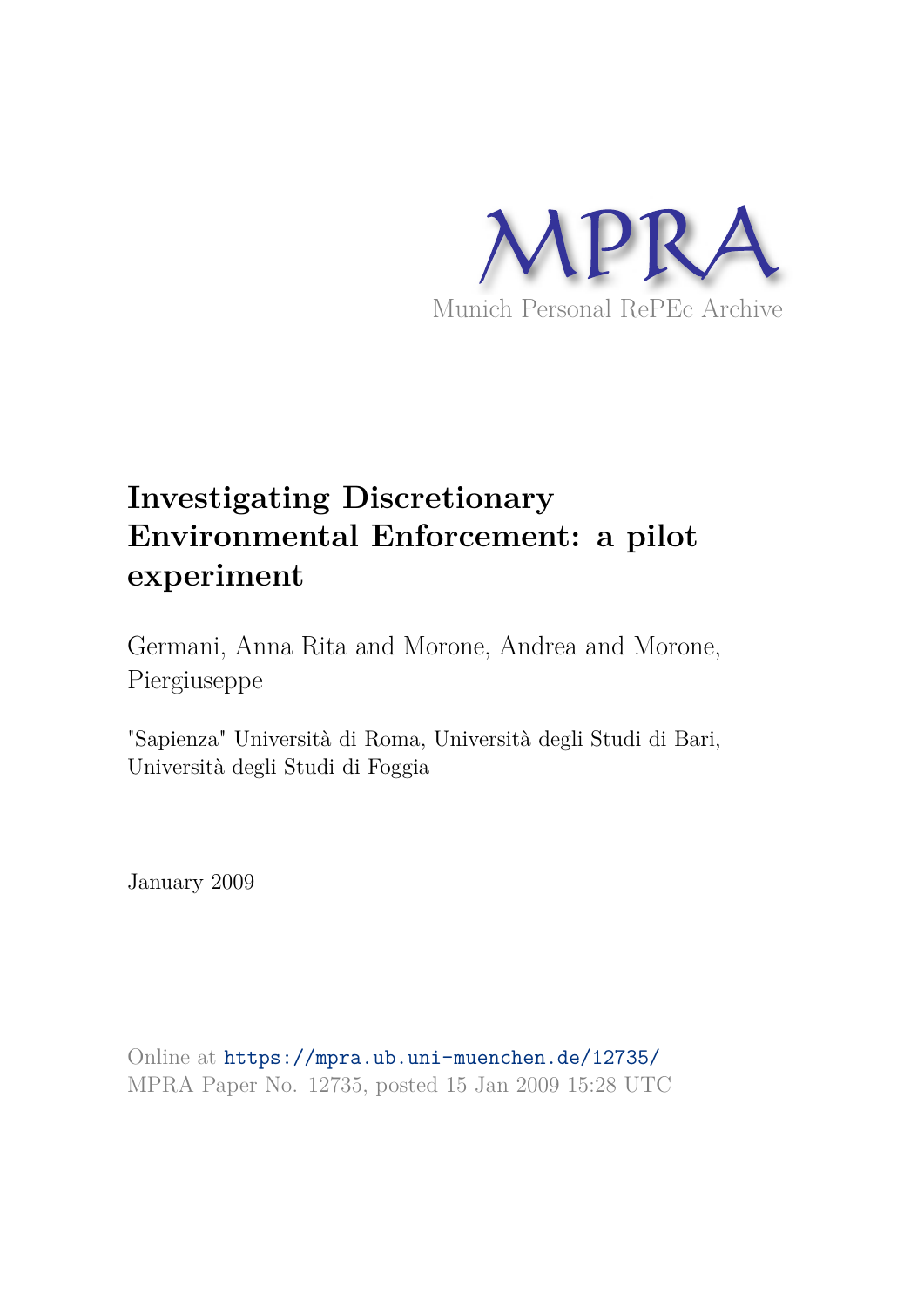MPRA

Munich Personal RePEc Archive

# Investigating Discretionary Environmental Enforcement: a pilot experiment

Germani, Anna Rita and Morone, Andrea and Morone, Piergiuseppe

"Sapienza" Università di Roma, Università degli Studi di Bari, Università degli Studi di Foggia

January 2009

Online at https://mpra.ub.uni-muenchen.de/12735/
MPRA Paper No. 12735, posted 15 Jan 2009 15:28 UTC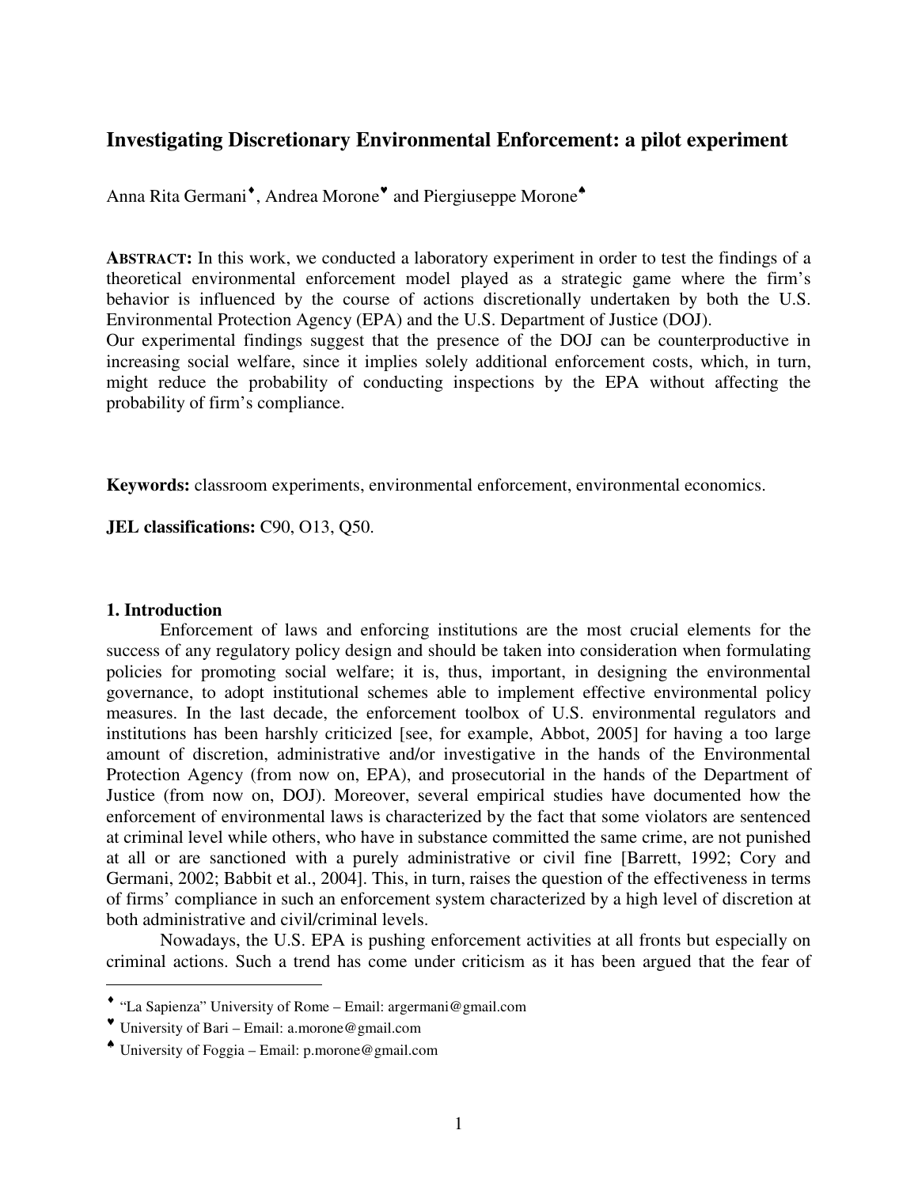# Investigating Discretionary Environmental Enforcement: a pilot experiment

Anna Rita Germani[♦], Andrea Morone[♥] and Piergiuseppe Morone[♠]

**ABSTRACT:** In this work, we conducted a laboratory experiment in order to test the findings of a theoretical environmental enforcement model played as a strategic game where the firm's behavior is influenced by the course of actions discretionally undertaken by both the U.S. Environmental Protection Agency (EPA) and the U.S. Department of Justice (DOJ).
Our experimental findings suggest that the presence of the DOJ can be counterproductive in increasing social welfare, since it implies solely additional enforcement costs, which, in turn, might reduce the probability of conducting inspections by the EPA without affecting the probability of firm's compliance.

**Keywords:** classroom experiments, environmental enforcement, environmental economics.

**JEL classifications:** C90, O13, Q50.

## 1. Introduction

Enforcement of laws and enforcing institutions are the most crucial elements for the success of any regulatory policy design and should be taken into consideration when formulating policies for promoting social welfare; it is, thus, important, in designing the environmental governance, to adopt institutional schemes able to implement effective environmental policy measures. In the last decade, the enforcement toolbox of U.S. environmental regulators and institutions has been harshly criticized [see, for example, Abbot, 2005] for having a too large amount of discretion, administrative and/or investigative in the hands of the Environmental Protection Agency (from now on, EPA), and prosecutorial in the hands of the Department of Justice (from now on, DOJ). Moreover, several empirical studies have documented how the enforcement of environmental laws is characterized by the fact that some violators are sentenced at criminal level while others, who have in substance committed the same crime, are not punished at all or are sanctioned with a purely administrative or civil fine [Barrett, 1992; Cory and Germani, 2002; Babbit et al., 2004]. This, in turn, raises the question of the effectiveness in terms of firms' compliance in such an enforcement system characterized by a high level of discretion at both administrative and civil/criminal levels.

Nowadays, the U.S. EPA is pushing enforcement activities at all fronts but especially on criminal actions. Such a trend has come under criticism as it has been argued that the fear of

---

[♦] "La Sapienza" University of Rome – Email: argermani@gmail.com

[♥] University of Bari – Email: a.morone@gmail.com

[♠] University of Foggia – Email: p.morone@gmail.com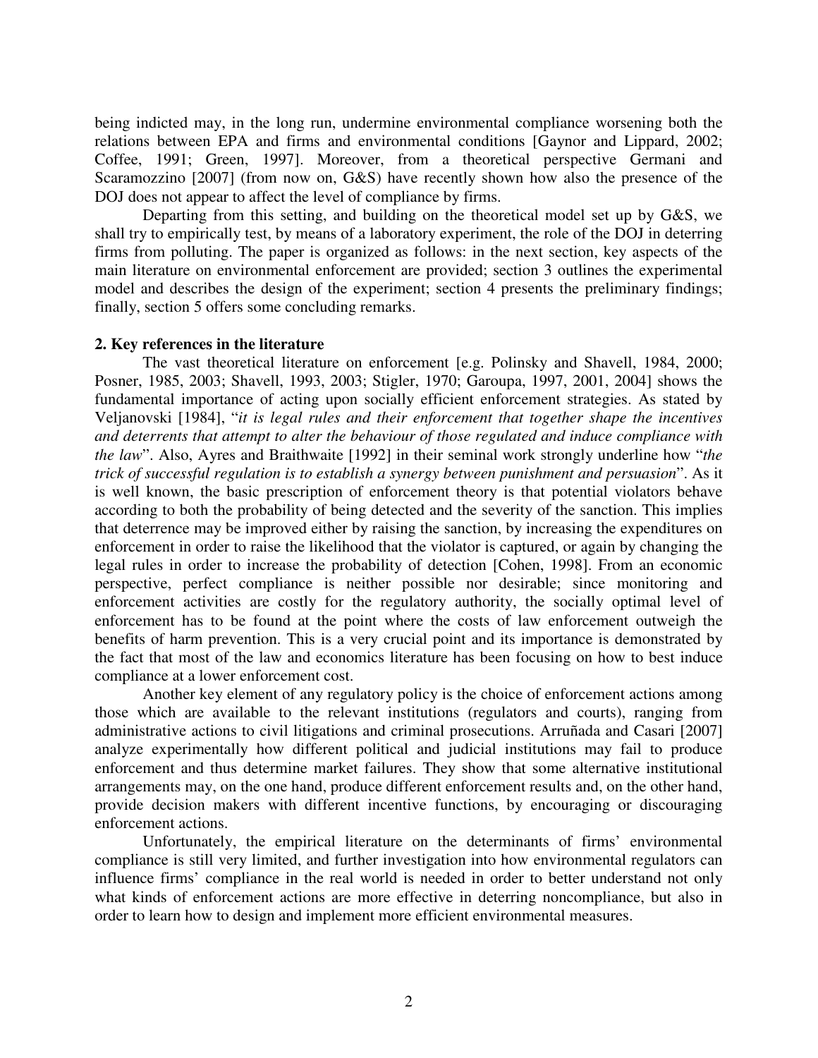being indicted may, in the long run, undermine environmental compliance worsening both the relations between EPA and firms and environmental conditions [Gaynor and Lippard, 2002; Coffee, 1991; Green, 1997]. Moreover, from a theoretical perspective Germani and Scaramozzino [2007] (from now on, G&S) have recently shown how also the presence of the DOJ does not appear to affect the level of compliance by firms.

Departing from this setting, and building on the theoretical model set up by G&S, we shall try to empirically test, by means of a laboratory experiment, the role of the DOJ in deterring firms from polluting. The paper is organized as follows: in the next section, key aspects of the main literature on environmental enforcement are provided; section 3 outlines the experimental model and describes the design of the experiment; section 4 presents the preliminary findings; finally, section 5 offers some concluding remarks.

## 2. Key references in the literature

The vast theoretical literature on enforcement [e.g. Polinsky and Shavell, 1984, 2000; Posner, 1985, 2003; Shavell, 1993, 2003; Stigler, 1970; Garoupa, 1997, 2001, 2004] shows the fundamental importance of acting upon socially efficient enforcement strategies. As stated by Veljanovski [1984], "*it is legal rules and their enforcement that together shape the incentives and deterrents that attempt to alter the behaviour of those regulated and induce compliance with the law*". Also, Ayres and Braithwaite [1992] in their seminal work strongly underline how "*the trick of successful regulation is to establish a synergy between punishment and persuasion*". As it is well known, the basic prescription of enforcement theory is that potential violators behave according to both the probability of being detected and the severity of the sanction. This implies that deterrence may be improved either by raising the sanction, by increasing the expenditures on enforcement in order to raise the likelihood that the violator is captured, or again by changing the legal rules in order to increase the probability of detection [Cohen, 1998]. From an economic perspective, perfect compliance is neither possible nor desirable; since monitoring and enforcement activities are costly for the regulatory authority, the socially optimal level of enforcement has to be found at the point where the costs of law enforcement outweigh the benefits of harm prevention. This is a very crucial point and its importance is demonstrated by the fact that most of the law and economics literature has been focusing on how to best induce compliance at a lower enforcement cost.

Another key element of any regulatory policy is the choice of enforcement actions among those which are available to the relevant institutions (regulators and courts), ranging from administrative actions to civil litigations and criminal prosecutions. Arruñada and Casari [2007] analyze experimentally how different political and judicial institutions may fail to produce enforcement and thus determine market failures. They show that some alternative institutional arrangements may, on the one hand, produce different enforcement results and, on the other hand, provide decision makers with different incentive functions, by encouraging or discouraging enforcement actions.

Unfortunately, the empirical literature on the determinants of firms' environmental compliance is still very limited, and further investigation into how environmental regulators can influence firms' compliance in the real world is needed in order to better understand not only what kinds of enforcement actions are more effective in deterring noncompliance, but also in order to learn how to design and implement more efficient environmental measures.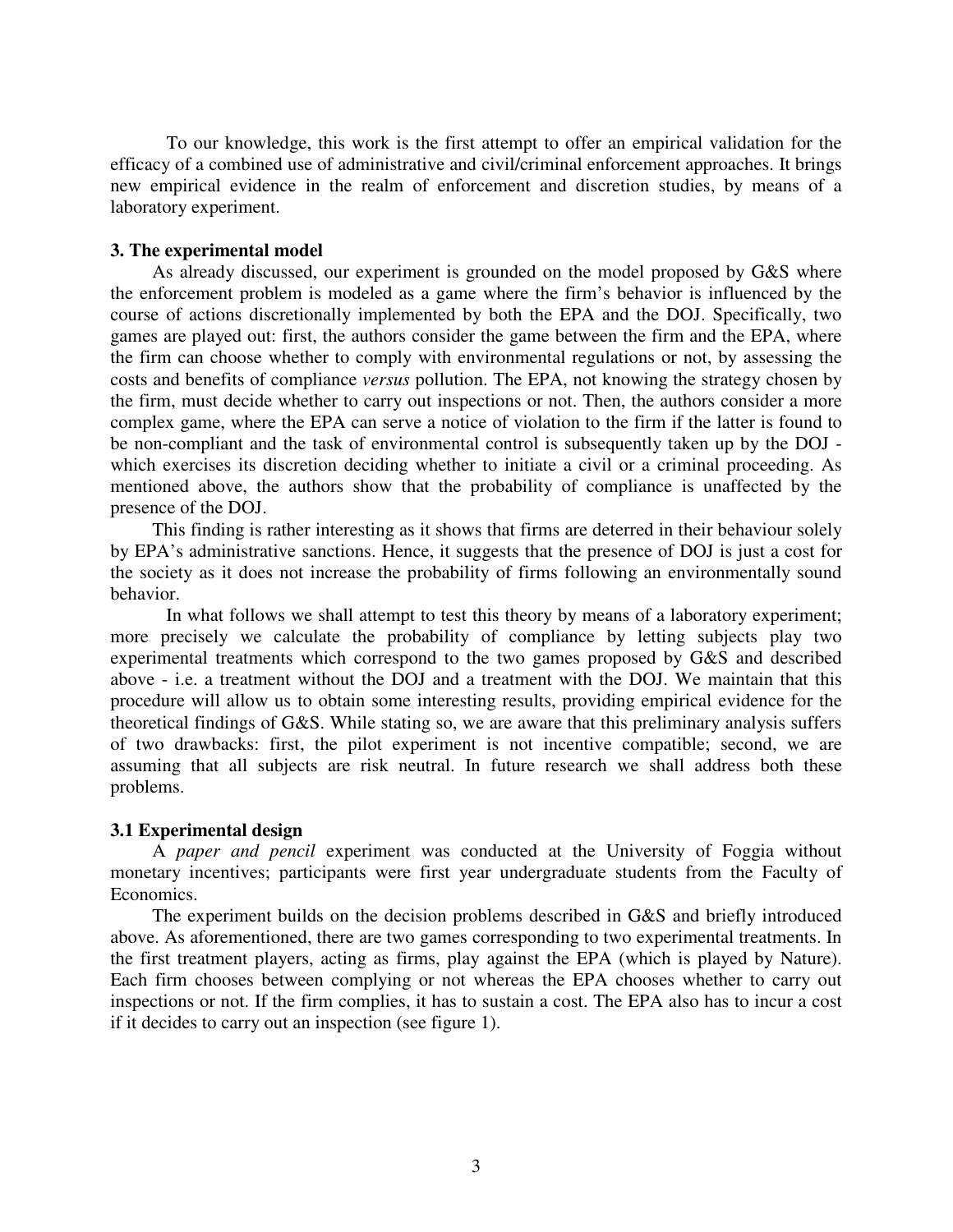To our knowledge, this work is the first attempt to offer an empirical validation for the efficacy of a combined use of administrative and civil/criminal enforcement approaches. It brings new empirical evidence in the realm of enforcement and discretion studies, by means of a laboratory experiment.

## 3. The experimental model

As already discussed, our experiment is grounded on the model proposed by G&S where the enforcement problem is modeled as a game where the firm's behavior is influenced by the course of actions discretionally implemented by both the EPA and the DOJ. Specifically, two games are played out: first, the authors consider the game between the firm and the EPA, where the firm can choose whether to comply with environmental regulations or not, by assessing the costs and benefits of compliance *versus* pollution. The EPA, not knowing the strategy chosen by the firm, must decide whether to carry out inspections or not. Then, the authors consider a more complex game, where the EPA can serve a notice of violation to the firm if the latter is found to be non-compliant and the task of environmental control is subsequently taken up by the DOJ - which exercises its discretion deciding whether to initiate a civil or a criminal proceeding. As mentioned above, the authors show that the probability of compliance is unaffected by the presence of the DOJ.

This finding is rather interesting as it shows that firms are deterred in their behaviour solely by EPA's administrative sanctions. Hence, it suggests that the presence of DOJ is just a cost for the society as it does not increase the probability of firms following an environmentally sound behavior.

In what follows we shall attempt to test this theory by means of a laboratory experiment; more precisely we calculate the probability of compliance by letting subjects play two experimental treatments which correspond to the two games proposed by G&S and described above - i.e. a treatment without the DOJ and a treatment with the DOJ. We maintain that this procedure will allow us to obtain some interesting results, providing empirical evidence for the theoretical findings of G&S. While stating so, we are aware that this preliminary analysis suffers of two drawbacks: first, the pilot experiment is not incentive compatible; second, we are assuming that all subjects are risk neutral. In future research we shall address both these problems.

### 3.1 Experimental design

A *paper and pencil* experiment was conducted at the University of Foggia without monetary incentives; participants were first year undergraduate students from the Faculty of Economics.

The experiment builds on the decision problems described in G&S and briefly introduced above. As aforementioned, there are two games corresponding to two experimental treatments. In the first treatment players, acting as firms, play against the EPA (which is played by Nature). Each firm chooses between complying or not whereas the EPA chooses whether to carry out inspections or not. If the firm complies, it has to sustain a cost. The EPA also has to incur a cost if it decides to carry out an inspection (see figure 1).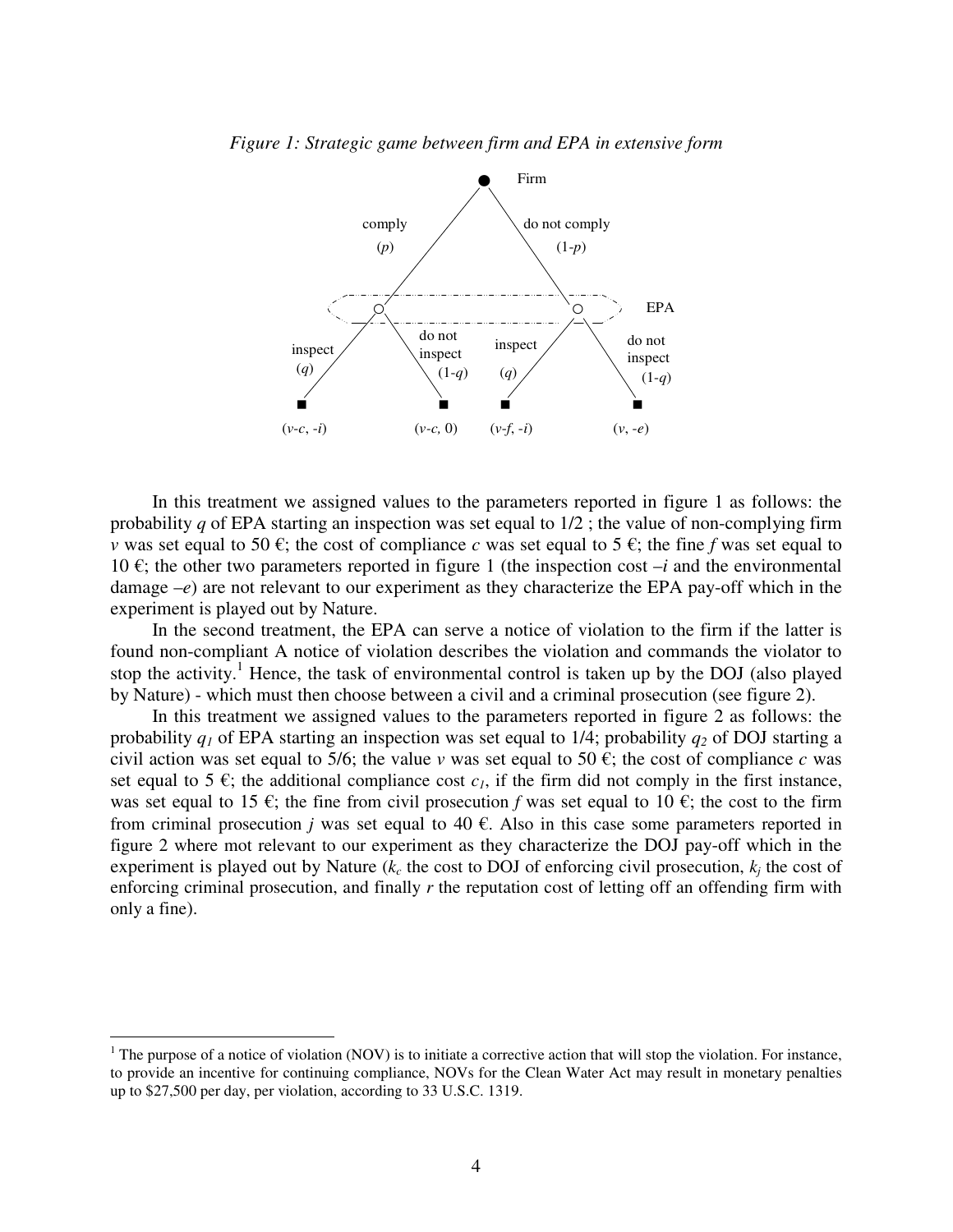*Figure 1: Strategic game between firm and EPA in extensive form*

In this treatment we assigned values to the parameters reported in figure 1 as follows: the probability $q$ of EPA starting an inspection was set equal to 1/2 ; the value of non-complying firm $v$ was set equal to 50 €; the cost of compliance $c$ was set equal to 5 €; the fine $f$ was set equal to 10 €; the other two parameters reported in figure 1 (the inspection cost $-i$ and the environmental damage $-e$) are not relevant to our experiment as they characterize the EPA pay-off which in the experiment is played out by Nature.

In the second treatment, the EPA can serve a notice of violation to the firm if the latter is found non-compliant A notice of violation describes the violation and commands the violator to stop the activity.[1] Hence, the task of environmental control is taken up by the DOJ (also played by Nature) - which must then choose between a civil and a criminal prosecution (see figure 2).

In this treatment we assigned values to the parameters reported in figure 2 as follows: the probability $q_1$ of EPA starting an inspection was set equal to 1/4; probability $q_2$ of DOJ starting a civil action was set equal to 5/6; the value $v$ was set equal to 50 €; the cost of compliance $c$ was set equal to 5 €; the additional compliance cost $c_1$, if the firm did not comply in the first instance, was set equal to 15 €; the fine from civil prosecution $f$ was set equal to 10 €; the cost to the firm from criminal prosecution $j$ was set equal to 40 €. Also in this case some parameters reported in figure 2 where mot relevant to our experiment as they characterize the DOJ pay-off which in the experiment is played out by Nature ($k_c$ the cost to DOJ of enforcing civil prosecution, $k_j$ the cost of enforcing criminal prosecution, and finally $r$ the reputation cost of letting off an offending firm with only a fine).

[1] The purpose of a notice of violation (NOV) is to initiate a corrective action that will stop the violation. For instance, to provide an incentive for continuing compliance, NOVs for the Clean Water Act may result in monetary penalties up to $27,500 per day, per violation, according to 33 U.S.C. 1319.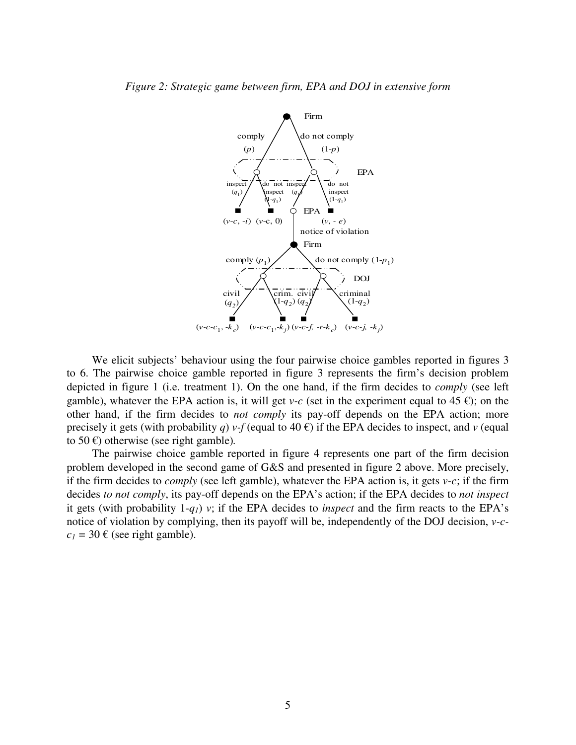*Figure 2: Strategic game between firm, EPA and DOJ in extensive form*

Firm

comply ($p$) | do not comply ($1-p$)

EPA

inspect ($q_1$) | do not inspect ($1-q_1$) | inspect ($q_1$) | do not inspect ($1-q_1$)

($v$-$c$, -$i$) ($v$-c, 0) EPA ($v$, - $e$)

notice of violation

Firm

comply ($p_1$) | do not comply ($1-p_1$)

DOJ

civil ($q_2$) | crim. ($1-q_2$) | civil ($q_2$) | criminal ($1-q_2$)

($v$-$c$-$c_1$, -$k_c$) ($v$-$c$-$c_1$,-$k_j$) ($v$-$c$-$f$, -$r$-$k_c$) ($v$-$c$-$j$, -$k_j$)

We elicit subjects' behaviour using the four pairwise choice gambles reported in figures 3 to 6. The pairwise choice gamble reported in figure 3 represents the firm's decision problem depicted in figure 1 (i.e. treatment 1). On the one hand, if the firm decides to *comply* (see left gamble), whatever the EPA action is, it will get $v$-$c$ (set in the experiment equal to 45 €); on the other hand, if the firm decides to *not comply* its pay-off depends on the EPA action; more precisely it gets (with probability $q$) $v$-$f$ (equal to 40 €) if the EPA decides to inspect, and $v$ (equal to 50 €) otherwise (see right gamble).

The pairwise choice gamble reported in figure 4 represents one part of the firm decision problem developed in the second game of G&S and presented in figure 2 above. More precisely, if the firm decides to *comply* (see left gamble), whatever the EPA action is, it gets $v$-$c$; if the firm decides *to not comply*, its pay-off depends on the EPA's action; if the EPA decides to *not inspect* it gets (with probability $1$-$q_1$) $v$; if the EPA decides to *inspect* and the firm reacts to the EPA's notice of violation by complying, then its payoff will be, independently of the DOJ decision, $v$-$c$-$c_1$ = 30 € (see right gamble).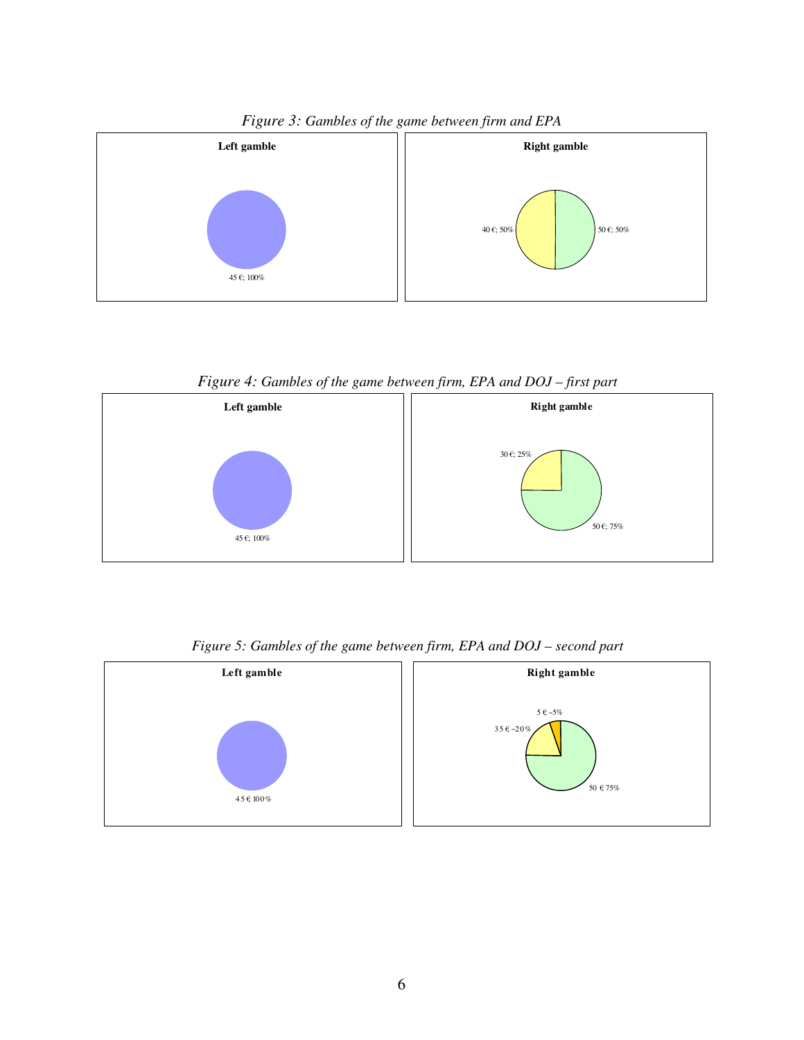*Figure 3: Gambles of the game between firm and EPA*

**Left gamble**

45 €; 100%

**Right gamble**

40 €; 50%

50 €; 50%

*Figure 4: Gambles of the game between firm, EPA and DOJ – first part*

**Left gamble**

45 €; 100%

**Right gamble**

30 €; 25%

50 €; 75%

*Figure 5: Gambles of the game between firm, EPA and DOJ – second part*

**Left gamble**

45 € 100%

**Right gamble**

5 € ~5%

35 € ~20%

50 € 75%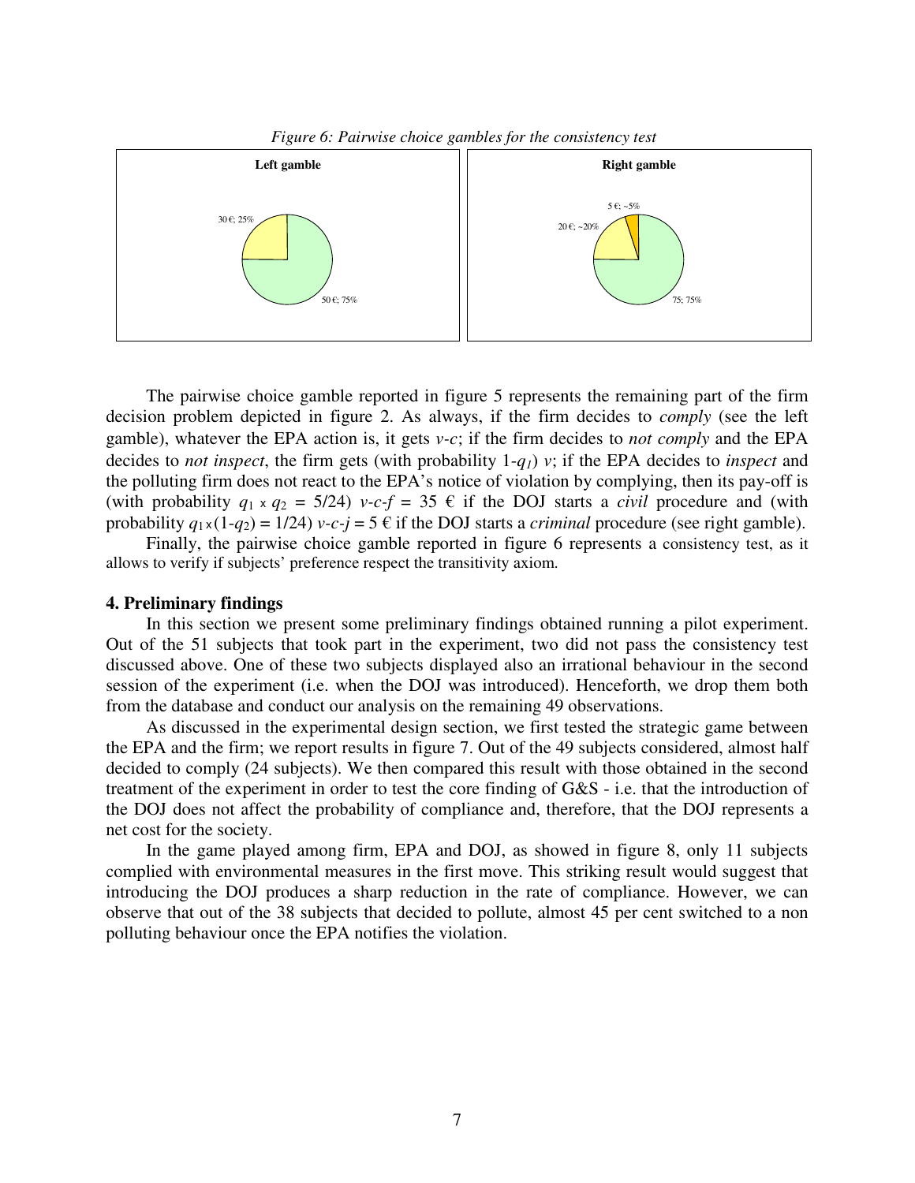*Figure 6: Pairwise choice gambles for the consistency test*

The pairwise choice gamble reported in figure 5 represents the remaining part of the firm decision problem depicted in figure 2. As always, if the firm decides to *comply* (see the left gamble), whatever the EPA action is, it gets $v$-$c$; if the firm decides to *not comply* and the EPA decides to *not inspect*, the firm gets (with probability $1$-$q_1$) $v$; if the EPA decides to *inspect* and the polluting firm does not react to the EPA's notice of violation by complying, then its pay-off is (with probability $q_1 \times q_2 = 5/24$) $v$-$c$-$f$ = 35 € if the DOJ starts a *civil* procedure and (with probability $q_1 \times (1$-$q_2) = 1/24$) $v$-$c$-$j$ = 5 € if the DOJ starts a *criminal* procedure (see right gamble).

Finally, the pairwise choice gamble reported in figure 6 represents a consistency test, as it allows to verify if subjects' preference respect the transitivity axiom.

## 4. Preliminary findings

In this section we present some preliminary findings obtained running a pilot experiment. Out of the 51 subjects that took part in the experiment, two did not pass the consistency test discussed above. One of these two subjects displayed also an irrational behaviour in the second session of the experiment (i.e. when the DOJ was introduced). Henceforth, we drop them both from the database and conduct our analysis on the remaining 49 observations.

As discussed in the experimental design section, we first tested the strategic game between the EPA and the firm; we report results in figure 7. Out of the 49 subjects considered, almost half decided to comply (24 subjects). We then compared this result with those obtained in the second treatment of the experiment in order to test the core finding of G&S - i.e. that the introduction of the DOJ does not affect the probability of compliance and, therefore, that the DOJ represents a net cost for the society.

In the game played among firm, EPA and DOJ, as showed in figure 8, only 11 subjects complied with environmental measures in the first move. This striking result would suggest that introducing the DOJ produces a sharp reduction in the rate of compliance. However, we can observe that out of the 38 subjects that decided to pollute, almost 45 per cent switched to a non polluting behaviour once the EPA notifies the violation.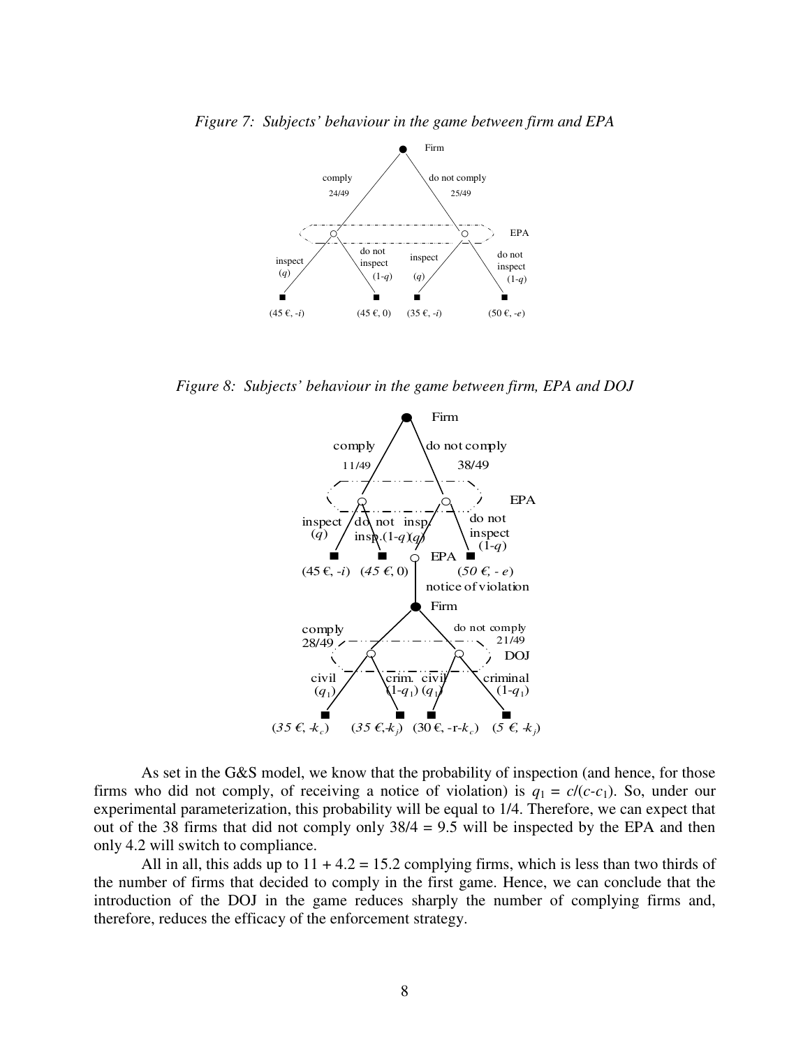*Figure 7: Subjects' behaviour in the game between firm and EPA*

*Figure 8: Subjects' behaviour in the game between firm, EPA and DOJ*

As set in the G&S model, we know that the probability of inspection (and hence, for those firms who did not comply, of receiving a notice of violation) is $q_1 = c/(c-c_1)$. So, under our experimental parameterization, this probability will be equal to 1/4. Therefore, we can expect that out of the 38 firms that did not comply only $38/4 = 9.5$ will be inspected by the EPA and then only 4.2 will switch to compliance.

All in all, this adds up to $11 + 4.2 = 15.2$ complying firms, which is less than two thirds of the number of firms that decided to comply in the first game. Hence, we can conclude that the introduction of the DOJ in the game reduces sharply the number of complying firms and, therefore, reduces the efficacy of the enforcement strategy.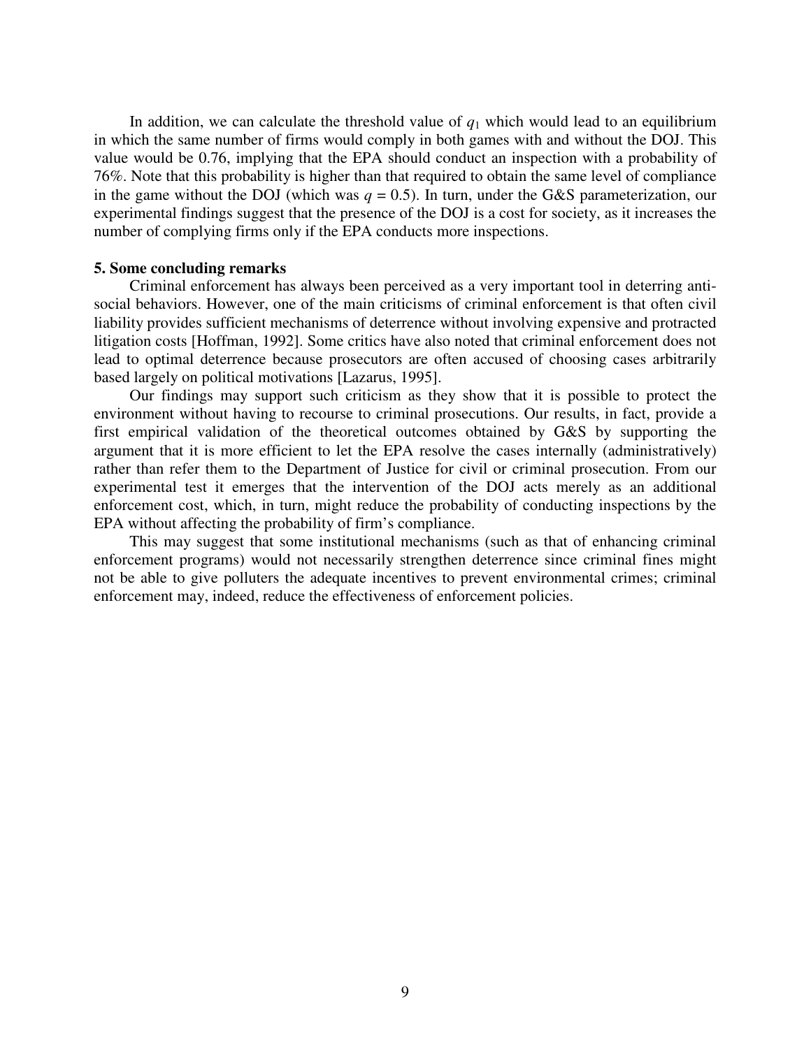In addition, we can calculate the threshold value of $q_1$ which would lead to an equilibrium in which the same number of firms would comply in both games with and without the DOJ. This value would be 0.76, implying that the EPA should conduct an inspection with a probability of 76%. Note that this probability is higher than that required to obtain the same level of compliance in the game without the DOJ (which was $q = 0.5$). In turn, under the G&S parameterization, our experimental findings suggest that the presence of the DOJ is a cost for society, as it increases the number of complying firms only if the EPA conducts more inspections.

## 5. Some concluding remarks

Criminal enforcement has always been perceived as a very important tool in deterring anti-social behaviors. However, one of the main criticisms of criminal enforcement is that often civil liability provides sufficient mechanisms of deterrence without involving expensive and protracted litigation costs [Hoffman, 1992]. Some critics have also noted that criminal enforcement does not lead to optimal deterrence because prosecutors are often accused of choosing cases arbitrarily based largely on political motivations [Lazarus, 1995].

Our findings may support such criticism as they show that it is possible to protect the environment without having to recourse to criminal prosecutions. Our results, in fact, provide a first empirical validation of the theoretical outcomes obtained by G&S by supporting the argument that it is more efficient to let the EPA resolve the cases internally (administratively) rather than refer them to the Department of Justice for civil or criminal prosecution. From our experimental test it emerges that the intervention of the DOJ acts merely as an additional enforcement cost, which, in turn, might reduce the probability of conducting inspections by the EPA without affecting the probability of firm's compliance.

This may suggest that some institutional mechanisms (such as that of enhancing criminal enforcement programs) would not necessarily strengthen deterrence since criminal fines might not be able to give polluters the adequate incentives to prevent environmental crimes; criminal enforcement may, indeed, reduce the effectiveness of enforcement policies.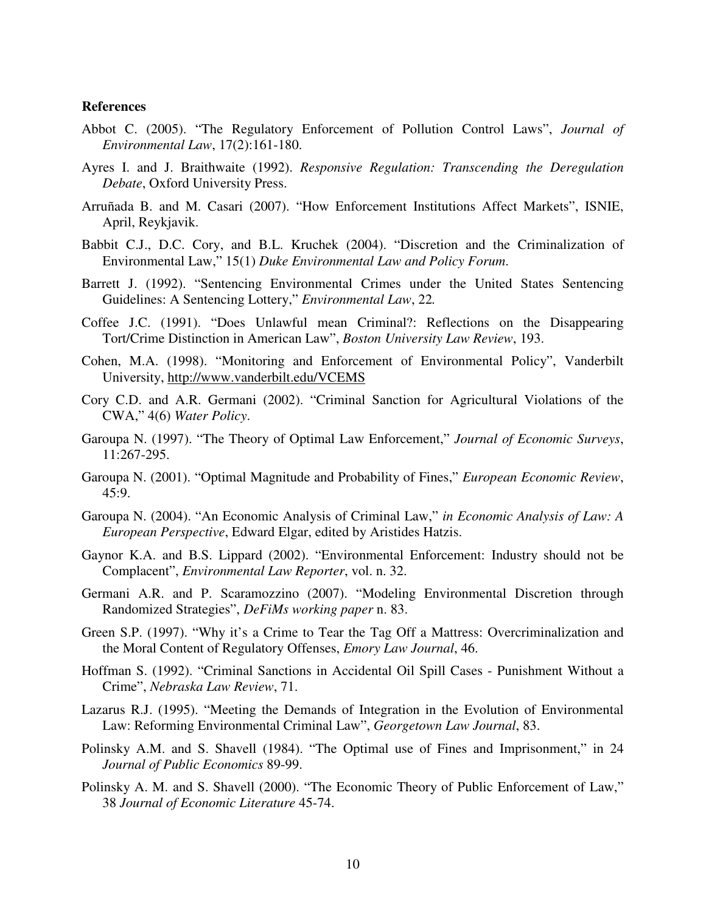**References**

Abbot C. (2005). "The Regulatory Enforcement of Pollution Control Laws", *Journal of Environmental Law*, 17(2):161-180.

Ayres I. and J. Braithwaite (1992). *Responsive Regulation: Transcending the Deregulation Debate*, Oxford University Press.

Arruñada B. and M. Casari (2007). "How Enforcement Institutions Affect Markets", ISNIE, April, Reykjavik.

Babbit C.J., D.C. Cory, and B.L. Kruchek (2004). "Discretion and the Criminalization of Environmental Law," 15(1) *Duke Environmental Law and Policy Forum*.

Barrett J. (1992). "Sentencing Environmental Crimes under the United States Sentencing Guidelines: A Sentencing Lottery," *Environmental Law*, 22.

Coffee J.C. (1991). "Does Unlawful mean Criminal?: Reflections on the Disappearing Tort/Crime Distinction in American Law", *Boston University Law Review*, 193.

Cohen, M.A. (1998). "Monitoring and Enforcement of Environmental Policy", Vanderbilt University, http://www.vanderbilt.edu/VCEMS

Cory C.D. and A.R. Germani (2002). "Criminal Sanction for Agricultural Violations of the CWA," 4(6) *Water Policy*.

Garoupa N. (1997). "The Theory of Optimal Law Enforcement," *Journal of Economic Surveys*, 11:267-295.

Garoupa N. (2001). "Optimal Magnitude and Probability of Fines," *European Economic Review*, 45:9.

Garoupa N. (2004). "An Economic Analysis of Criminal Law," *in Economic Analysis of Law: A European Perspective*, Edward Elgar, edited by Aristides Hatzis.

Gaynor K.A. and B.S. Lippard (2002). "Environmental Enforcement: Industry should not be Complacent", *Environmental Law Reporter*, vol. n. 32.

Germani A.R. and P. Scaramozzino (2007). "Modeling Environmental Discretion through Randomized Strategies", *DeFiMs working paper* n. 83.

Green S.P. (1997). "Why it's a Crime to Tear the Tag Off a Mattress: Overcriminalization and the Moral Content of Regulatory Offenses, *Emory Law Journal*, 46.

Hoffman S. (1992). "Criminal Sanctions in Accidental Oil Spill Cases - Punishment Without a Crime", *Nebraska Law Review*, 71.

Lazarus R.J. (1995). "Meeting the Demands of Integration in the Evolution of Environmental Law: Reforming Environmental Criminal Law", *Georgetown Law Journal*, 83.

Polinsky A.M. and S. Shavell (1984). "The Optimal use of Fines and Imprisonment," in 24 *Journal of Public Economics* 89-99.

Polinsky A. M. and S. Shavell (2000). "The Economic Theory of Public Enforcement of Law," 38 *Journal of Economic Literature* 45-74.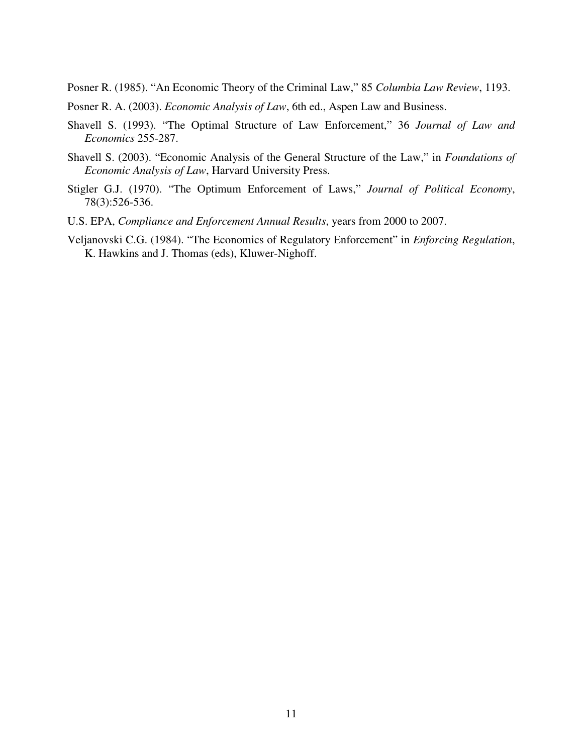Posner R. (1985). "An Economic Theory of the Criminal Law," 85 *Columbia Law Review*, 1193.

Posner R. A. (2003). *Economic Analysis of Law*, 6th ed., Aspen Law and Business.

Shavell S. (1993). "The Optimal Structure of Law Enforcement," 36 *Journal of Law and Economics* 255-287.

Shavell S. (2003). "Economic Analysis of the General Structure of the Law," in *Foundations of Economic Analysis of Law*, Harvard University Press.

Stigler G.J. (1970). "The Optimum Enforcement of Laws," *Journal of Political Economy*, 78(3):526-536.

U.S. EPA, *Compliance and Enforcement Annual Results*, years from 2000 to 2007.

Veljanovski C.G. (1984). "The Economics of Regulatory Enforcement" in *Enforcing Regulation*, K. Hawkins and J. Thomas (eds), Kluwer-Nighoff.